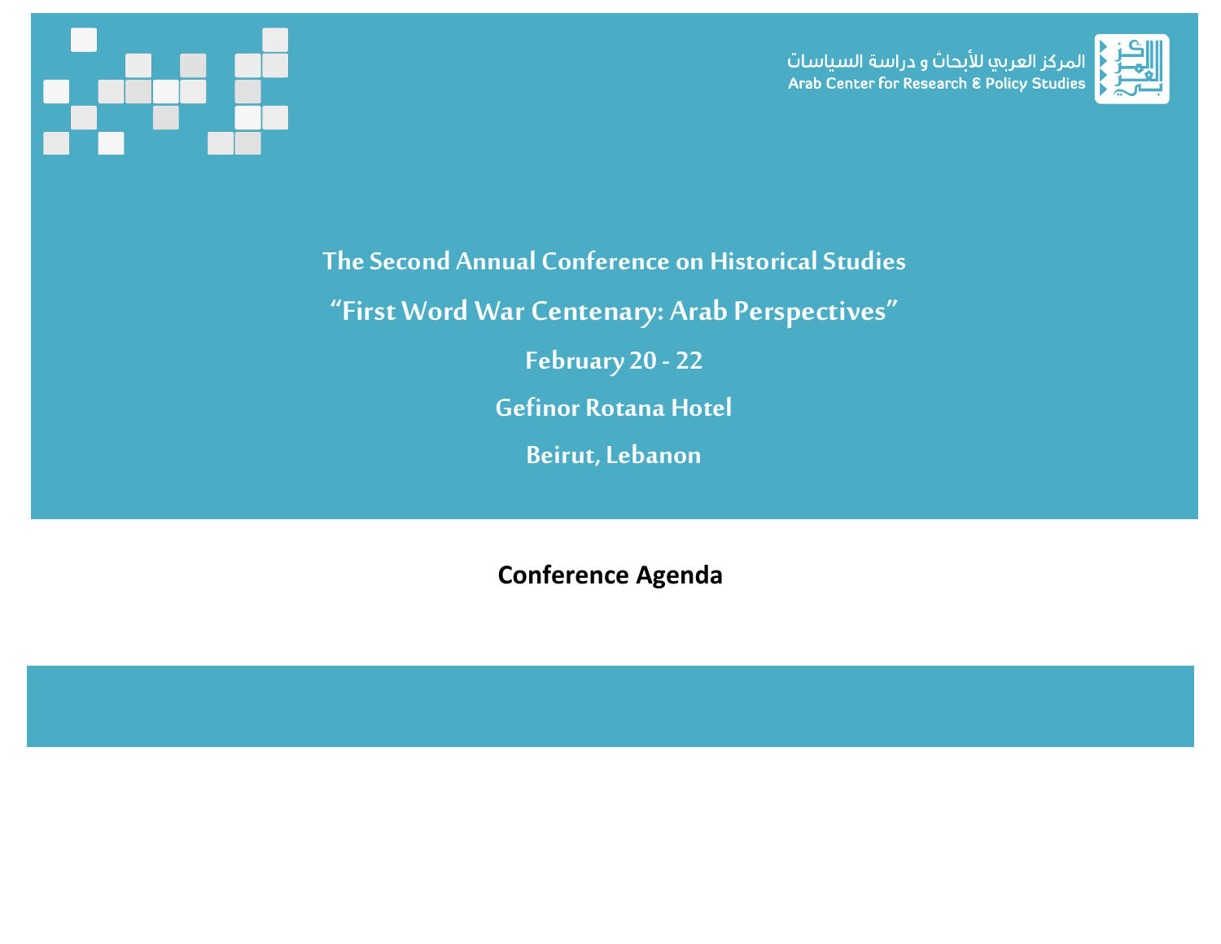المركز العربي للأبحاث و دراسة السياسات
Arab Center for Research & Policy Studies

# The Second Annual Conference on Historical Studies

## "First Word War Centenary: Arab Perspectives"

**February 20 - 22**

**Gefinor Rotana Hotel**

**Beirut, Lebanon**

## Conference Agenda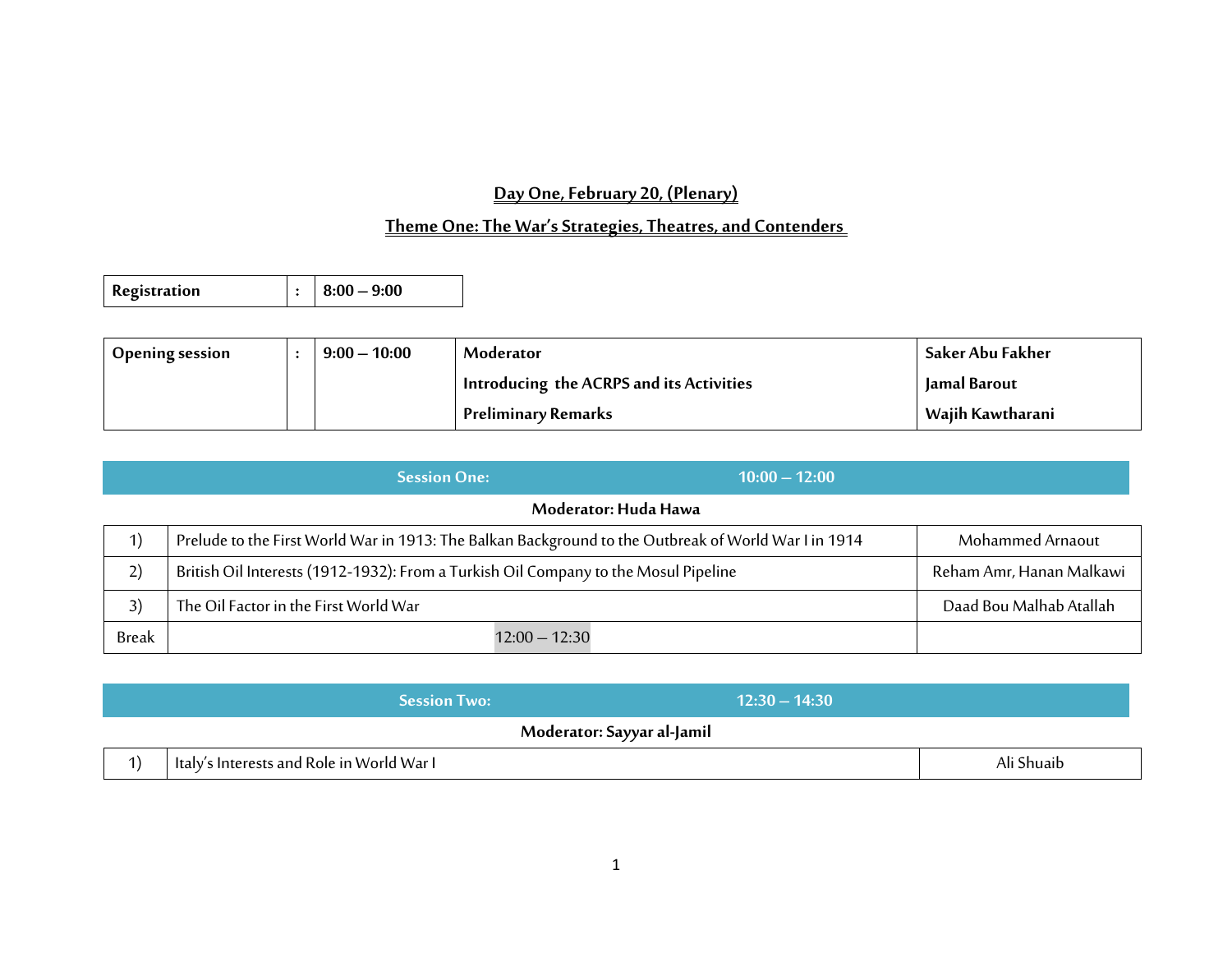## Day One, February 20, (Plenary)

## Theme One: The War's Strategies, Theatres, and Contenders

| Registration | : | 8:00 – 9:00 |
|---|---|---|

| Opening session | : | 9:00 – 10:00 | Moderator | Saker Abu Fakher |
|---|---|---|---|---|
| | | | Introducing the ACRPS and its Activities | Jamal Barout |
| | | | Preliminary Remarks | Wajih Kawtharani |

| Session One: 10:00 – 12:00 | | |
|---|---|---|
| **Moderator: Huda Hawa** | | |
| 1) | Prelude to the First World War in 1913: The Balkan Background to the Outbreak of World War I in 1914 | Mohammed Arnaout |
| 2) | British Oil Interests (1912-1932): From a Turkish Oil Company to the Mosul Pipeline | Reham Amr, Hanan Malkawi |
| 3) | The Oil Factor in the First World War | Daad Bou Malhab Atallah |
| Break | 12:00 – 12:30 | |

| Session Two: 12:30 – 14:30 | | |
|---|---|---|
| **Moderator: Sayyar al-Jamil** | | |
| 1) | Italy's Interests and Role in World War I | Ali Shuaib |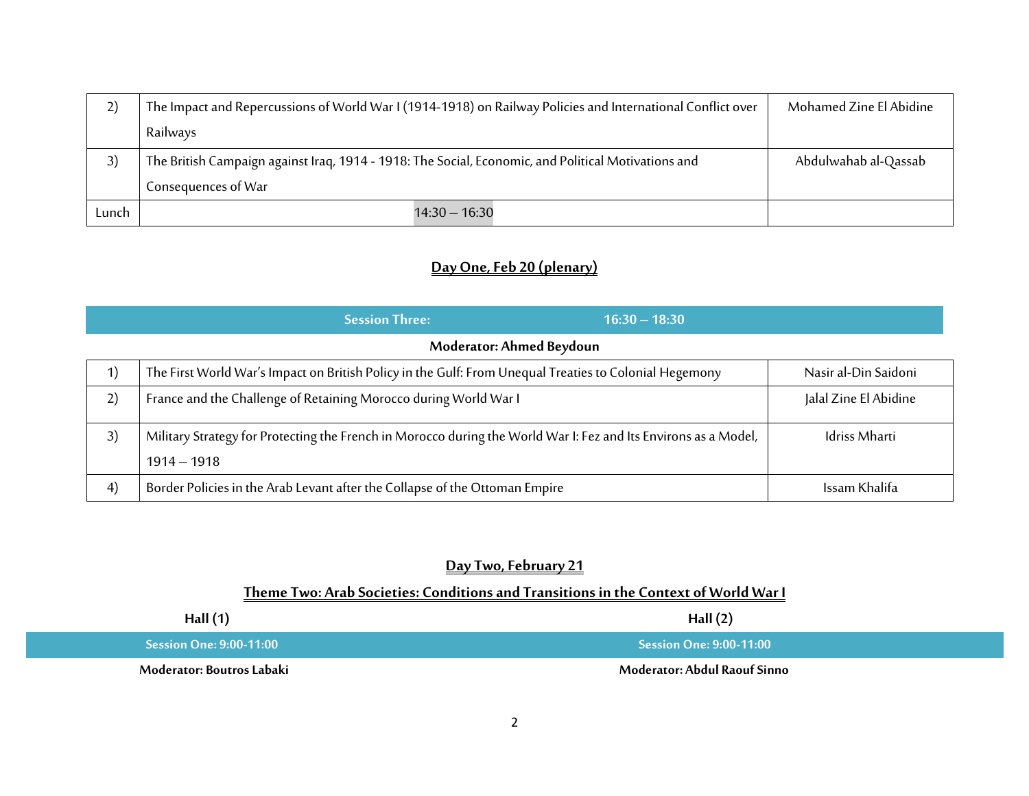| 2) | The Impact and Repercussions of World War I (1914-1918) on Railway Policies and International Conflict over Railways | Mohamed Zine El Abidine |
|---|---|---|
| 3) | The British Campaign against Iraq, 1914 - 1918: The Social, Economic, and Political Motivations and Consequences of War | Abdulwahab al-Qassab |
| Lunch | 14:30 – 16:30 | |

## Day One, Feb 20 (plenary)

**Session Three: 16:30 – 18:30**

**Moderator: Ahmed Beydoun**

| | | |
|---|---|---|
| 1) | The First World War's Impact on British Policy in the Gulf: From Unequal Treaties to Colonial Hegemony | Nasir al-Din Saidoni |
| 2) | France and the Challenge of Retaining Morocco during World War I | Jalal Zine El Abidine |
| 3) | Military Strategy for Protecting the French in Morocco during the World War I: Fez and Its Environs as a Model, 1914 – 1918 | Idriss Mharti |
| 4) | Border Policies in the Arab Levant after the Collapse of the Ottoman Empire | Issam Khalifa |

## Day Two, February 21

### Theme Two: Arab Societies: Conditions and Transitions in the Context of World War I

**Hall (1)**

**Session One: 9:00-11:00**

**Moderator: Boutros Labaki**

**Hall (2)**

**Session One: 9:00-11:00**

**Moderator: Abdul Raouf Sinno**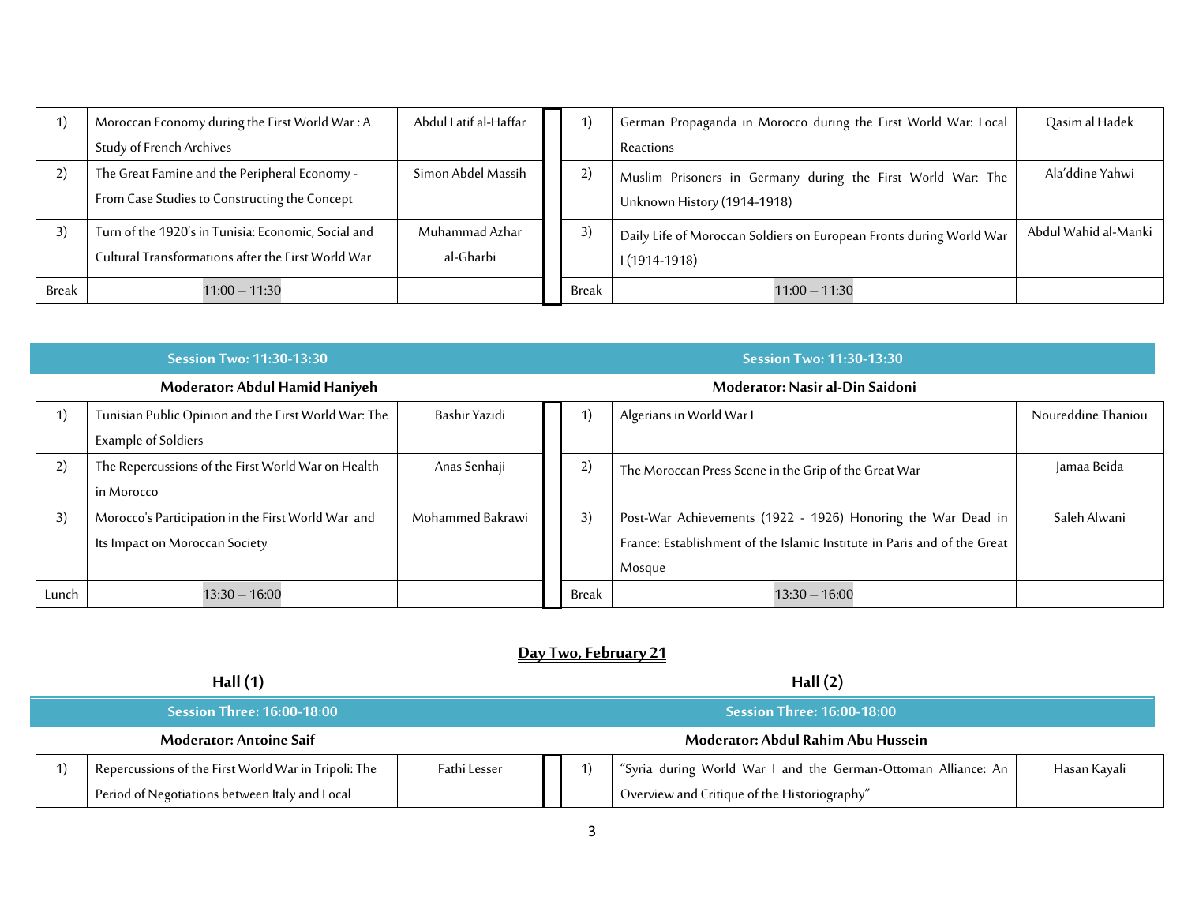| | | |
|---|---|---|
| 1) | Moroccan Economy during the First World War : A Study of French Archives | Abdul Latif al-Haffar |
| 2) | The Great Famine and the Peripheral Economy - From Case Studies to Constructing the Concept | Simon Abdel Massih |
| 3) | Turn of the 1920's in Tunisia: Economic, Social and Cultural Transformations after the First World War | Muhammad Azhar al-Gharbi |
| Break | 11:00 – 11:30 | |

| | | |
|---|---|---|
| 1) | German Propaganda in Morocco during the First World War: Local Reactions | Qasim al Hadek |
| 2) | Muslim Prisoners in Germany during the First World War: The Unknown History (1914-1918) | Ala'ddine Yahwi |
| 3) | Daily Life of Moroccan Soldiers on European Fronts during World War I (1914-1918) | Abdul Wahid al-Manki |
| Break | 11:00 – 11:30 | |

**Session Two: 11:30-13:30**

**Moderator: Abdul Hamid Haniyeh**

| | | |
|---|---|---|
| 1) | Tunisian Public Opinion and the First World War: The Example of Soldiers | Bashir Yazidi |
| 2) | The Repercussions of the First World War on Health in Morocco | Anas Senhaji |
| 3) | Morocco's Participation in the First World War and Its Impact on Moroccan Society | Mohammed Bakrawi |
| Lunch | 13:30 – 16:00 | |

**Session Two: 11:30-13:30**

**Moderator: Nasir al-Din Saidoni**

| | | |
|---|---|---|
| 1) | Algerians in World War I | Noureddine Thaniou |
| 2) | The Moroccan Press Scene in the Grip of the Great War | Jamaa Beida |
| 3) | Post-War Achievements (1922 - 1926) Honoring the War Dead in France: Establishment of the Islamic Institute in Paris and of the Great Mosque | Saleh Alwani |
| Break | 13:30 – 16:00 | |

## Day Two, February 21

### Hall (1)

**Session Three: 16:00-18:00**

**Moderator: Antoine Saif**

| | | |
|---|---|---|
| 1) | Repercussions of the First World War in Tripoli: The Period of Negotiations between Italy and Local | Fathi Lesser |

### Hall (2)

**Session Three: 16:00-18:00**

**Moderator: Abdul Rahim Abu Hussein**

| | | |
|---|---|---|
| 1) | "Syria during World War I and the German-Ottoman Alliance: An Overview and Critique of the Historiography" | Hasan Kayali |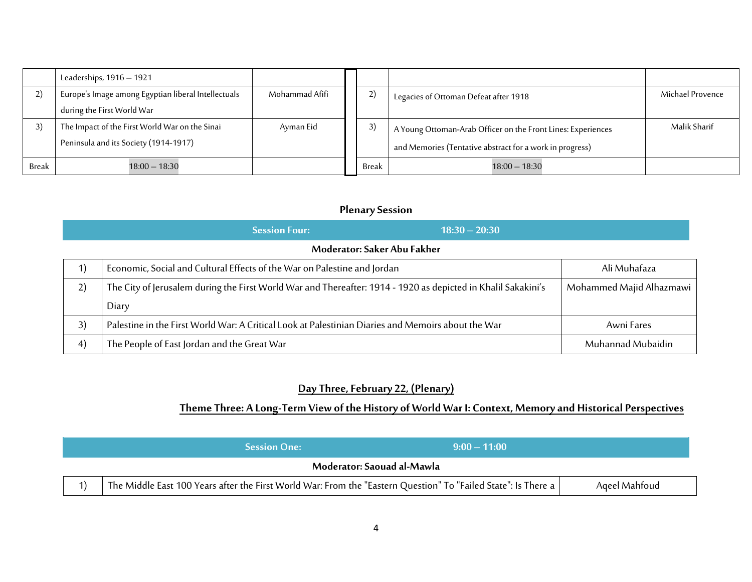| | Leaderships, 1916 – 1921 | | | | |
|---|---|---|---|---|---|
| 2) | Europe's Image among Egyptian liberal Intellectuals during the First World War | Mohammad Afifi | 2) | Legacies of Ottoman Defeat after 1918 | Michael Provence |
| 3) | The Impact of the First World War on the Sinai Peninsula and its Society (1914-1917) | Ayman Eid | 3) | A Young Ottoman-Arab Officer on the Front Lines: Experiences and Memories (Tentative abstract for a work in progress) | Malik Sharif |
| Break | 18:00 – 18:30 | | Break | 18:00 – 18:30 | |

**Plenary Session**

**Session Four: 18:30 – 20:30**

**Moderator: Saker Abu Fakher**

| | | |
|---|---|---|
| 1) | Economic, Social and Cultural Effects of the War on Palestine and Jordan | Ali Muhafaza |
| 2) | The City of Jerusalem during the First World War and Thereafter: 1914 - 1920 as depicted in Khalil Sakakini's Diary | Mohammed Majid Alhazmawi |
| 3) | Palestine in the First World War: A Critical Look at Palestinian Diaries and Memoirs about the War | Awni Fares |
| 4) | The People of East Jordan and the Great War | Muhannad Mubaidin |

## Day Three, February 22, (Plenary)

### Theme Three: A Long-Term View of the History of World War I: Context, Memory and Historical Perspectives

**Session One: 9:00 – 11:00**

**Moderator: Saouad al-Mawla**

| | | |
|---|---|---|
| 1) | The Middle East 100 Years after the First World War: From the "Eastern Question" To "Failed State": Is There a | Aqeel Mahfoud |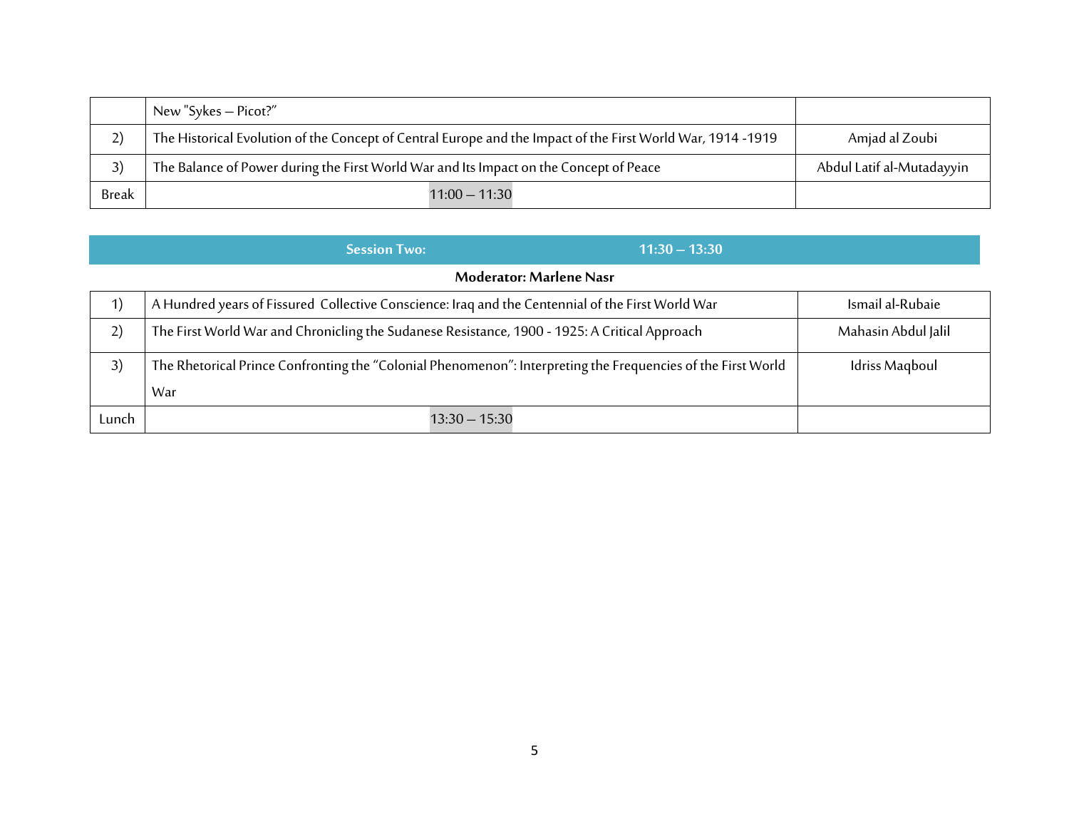|  | New "Sykes – Picot?" |  |
| --- | --- | --- |
| 2) | The Historical Evolution of the Concept of Central Europe and the Impact of the First World War, 1914 -1919 | Amjad al Zoubi |
| 3) | The Balance of Power during the First World War and Its Impact on the Concept of Peace | Abdul Latif al-Mutadayyin |
| Break | 11:00 – 11:30 |  |

**Session Two: 11:30 – 13:30**

**Moderator: Marlene Nasr**

| | | |
| --- | --- | --- |
| 1) | A Hundred years of Fissured Collective Conscience: Iraq and the Centennial of the First World War | Ismail al-Rubaie |
| 2) | The First World War and Chronicling the Sudanese Resistance, 1900 - 1925: A Critical Approach | Mahasin Abdul Jalil |
| 3) | The Rhetorical Prince Confronting the "Colonial Phenomenon": Interpreting the Frequencies of the First World War | Idriss Maqboul |
| Lunch | 13:30 – 15:30 |  |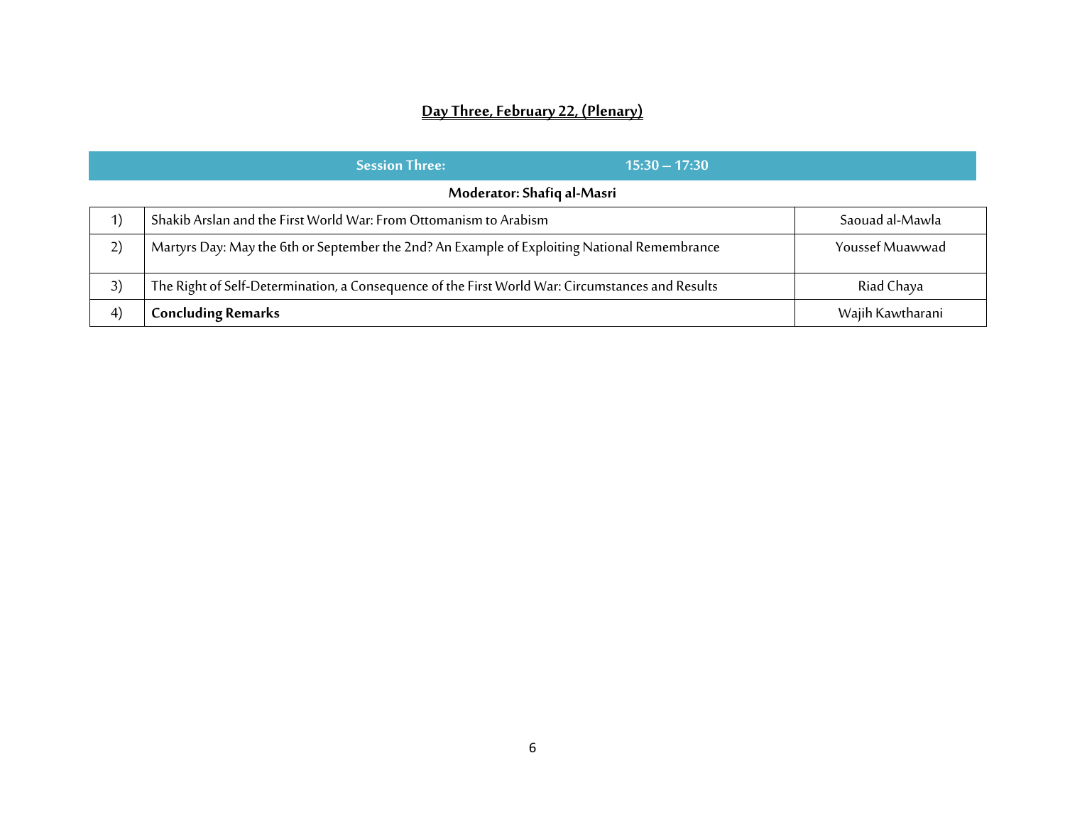## Day Three, February 22, (Plenary)

| Session Three: | 15:30 – 17:30 | |
|---|---|---|
| | **Moderator: Shafiq al-Masri** | |
| 1) | Shakib Arslan and the First World War: From Ottomanism to Arabism | Saouad al-Mawla |
| 2) | Martyrs Day: May the 6th or September the 2nd? An Example of Exploiting National Remembrance | Youssef Muawwad |
| 3) | The Right of Self-Determination, a Consequence of the First World War: Circumstances and Results | Riad Chaya |
| 4) | **Concluding Remarks** | Wajih Kawtharani |